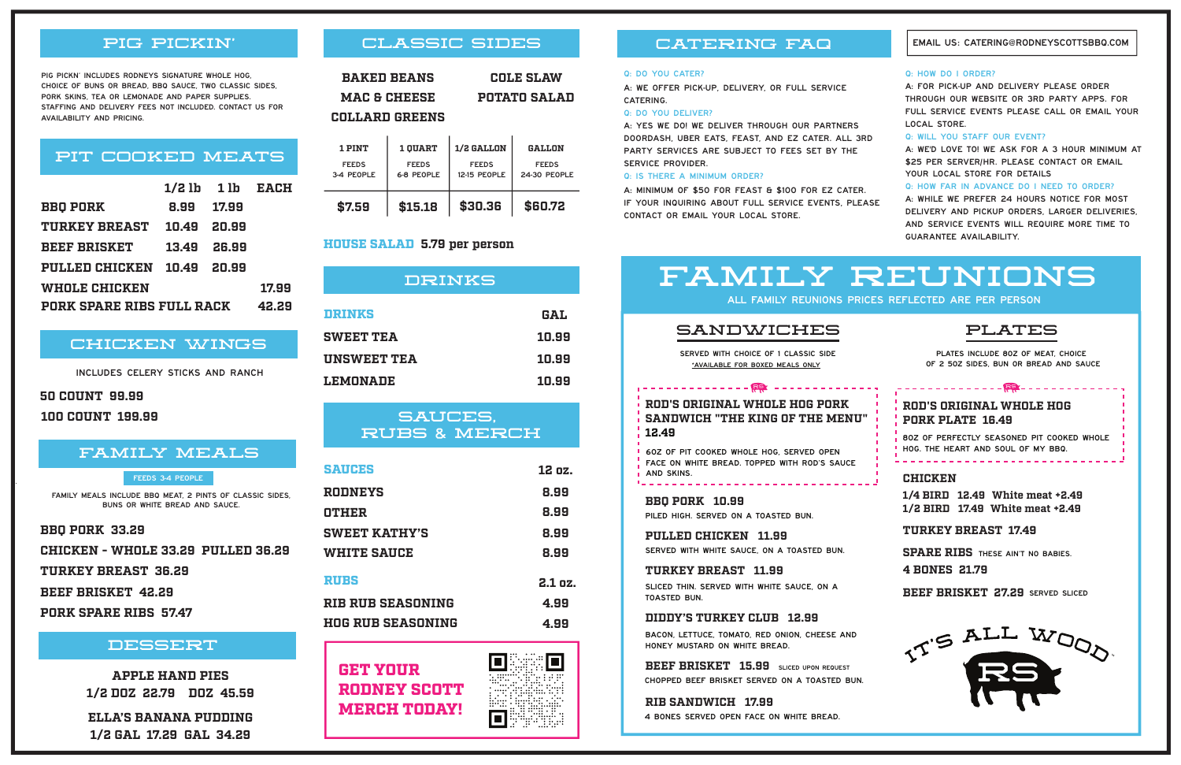## PIG PICKIN'

PIG PICKN' INCLUDES RODNEYS SIGNATURE WHOLE HOG, CHOICE OF BUNS OR BREAD, BBQ SAUCE, TWO CLASSIC SIDES, PORK SKINS, TEA OR LEMONADE AND PAPER SUPPLIES. STAFFING AND DELIVERY FEES NOT INCLUDED. CONTACT US FOR AVAILABILITY AND PRICING.

## PIT COOKED MEATS

| | 1/2 lb | 1 lb | EACH |
|---|---|---|---|
| BBQ PORK | 8.99 | 17.99 | |
| TURKEY BREAST | 10.49 | 20.99 | |
| BEEF BRISKET | 13.49 | 26.99 | |
| PULLED CHICKEN | 10.49 | 20.99 | |
| WHOLE CHICKEN | | | 17.99 |
| PORK SPARE RIBS FULL RACK | | | 42.29 |

## CHICKEN WINGS

INCLUDES CELERY STICKS AND RANCH

**50 COUNT** 99.99

**100 COUNT** 199.99

## FAMILY MEALS

FEEDS 3-4 PEOPLE

FAMILY MEALS INCLUDE BBQ MEAT, 2 PINTS OF CLASSIC SIDES, BUNS OR WHITE BREAD AND SAUCE.

**BBQ PORK** 33.29

**CHICKEN - WHOLE** 33.29 **PULLED** 36.29

**TURKEY BREAST** 36.29

**BEEF BRISKET** 42.29

**PORK SPARE RIBS** 57.47

## DESSERT

**APPLE HAND PIES**
1/2 DOZ 22.79 DOZ 45.59

**ELLA'S BANANA PUDDING**
1/2 GAL 17.29 GAL 34.29

## CLASSIC SIDES

BAKED BEANS
COLE SLAW
MAC & CHEESE
POTATO SALAD
COLLARD GREENS

| 1 PINT | 1 QUART | 1/2 GALLON | GALLON |
|---|---|---|---|
| FEEDS 3-4 PEOPLE | FEEDS 6-8 PEOPLE | FEEDS 12-15 PEOPLE | FEEDS 24-30 PEOPLE |
| $7.59 | $15.18 | $30.36 | $60.72 |

**HOUSE SALAD** 5.79 per person

## DRINKS

| DRINKS | GAL |
|---|---|
| SWEET TEA | 10.99 |
| UNSWEET TEA | 10.99 |
| LEMONADE | 10.99 |

## SAUCES, RUBS & MERCH

| SAUCES | 12 oz. |
|---|---|
| RODNEYS | 8.99 |
| OTHER | 8.99 |
| SWEET KATHY'S | 8.99 |
| WHITE SAUCE | 8.99 |

| RUBS | 2.1 oz. |
|---|---|
| RIB RUB SEASONING | 4.99 |
| HOG RUB SEASONING | 4.99 |

**GET YOUR RODNEY SCOTT MERCH TODAY!**

## CATERING FAQ

EMAIL US: CATERING@RODNEYSCOTTSBBQ.COM

Q: DO YOU CATER?
A: WE OFFER PICK-UP, DELIVERY, OR FULL SERVICE CATERING.

Q: DO YOU DELIVER?
A: YES WE DO! WE DELIVER THROUGH OUR PARTNERS DOORDASH, UBER EATS, FEAST, AND EZ CATER. ALL 3RD PARTY SERVICES ARE SUBJECT TO FEES SET BY THE SERVICE PROVIDER.

Q: IS THERE A MINIMUM ORDER?
A: MINIMUM OF $50 FOR FEAST & $100 FOR EZ CATER. IF YOUR INQUIRING ABOUT FULL SERVICE EVENTS, PLEASE CONTACT OR EMAIL YOUR LOCAL STORE.

Q: HOW DO I ORDER?
A: FOR PICK-UP AND DELIVERY PLEASE ORDER THROUGH OUR WEBSITE OR 3RD PARTY APPS. FOR FULL SERVICE EVENTS PLEASE CALL OR EMAIL YOUR LOCAL STORE.

Q: WILL YOU STAFF OUR EVENT?
A: WE'D LOVE TO! WE ASK FOR A 3 HOUR MINIMUM AT $25 PER SERVER/HR. PLEASE CONTACT OR EMAIL YOUR LOCAL STORE FOR DETAILS

Q: HOW FAR IN ADVANCE DO I NEED TO ORDER?
A: WHILE WE PREFER 24 HOURS NOTICE FOR MOST DELIVERY AND PICKUP ORDERS, LARGER DELIVERIES, AND SERVICE EVENTS WILL REQUIRE MORE TIME TO GUARANTEE AVAILABILITY.

# FAMILY REUNIONS

ALL FAMILY REUNIONS PRICES REFLECTED ARE PER PERSON

### SANDWICHES

SERVED WITH CHOICE OF 1 CLASSIC SIDE
*AVAILABLE FOR BOXED MEALS ONLY

**ROD'S ORIGINAL WHOLE HOG PORK SANDWICH "THE KING OF THE MENU"** 12.49
6OZ OF PIT COOKED WHOLE HOG, SERVED OPEN FACE ON WHITE BREAD. TOPPED WITH ROD'S SAUCE AND SKINS.

**BBQ PORK** 10.99
PILED HIGH. SERVED ON A TOASTED BUN.

**PULLED CHICKEN** 11.99
SERVED WITH WHITE SAUCE, ON A TOASTED BUN.

**TURKEY BREAST** 11.99
SLICED THIN. SERVED WITH WHITE SAUCE, ON A TOASTED BUN.

**DIDDY'S TURKEY CLUB** 12.99
BACON, LETTUCE, TOMATO, RED ONION, CHEESE AND HONEY MUSTARD ON WHITE BREAD.

**BEEF BRISKET** 15.99 SLICED UPON REQUEST
CHOPPED BEEF BRISKET SERVED ON A TOASTED BUN.

**RIB SANDWICH** 17.99
4 BONES SERVED OPEN FACE ON WHITE BREAD.

### PLATES

PLATES INCLUDE 8OZ OF MEAT, CHOICE OF 2 5OZ SIDES, BUN OR BREAD AND SAUCE

**ROD'S ORIGINAL WHOLE HOG PORK PLATE** 16.49
8OZ OF PERFECTLY SEASONED PIT COOKED WHOLE HOG. THE HEART AND SOUL OF MY BBQ.

**CHICKEN**
1/4 BIRD 12.49 White meat +2.49
1/2 BIRD 17.49 White meat +2.49

**TURKEY BREAST** 17.49

**SPARE RIBS** THESE AIN'T NO BABIES.
4 BONES 21.79

**BEEF BRISKET** 27.29 SERVED SLICED

IT'S ALL WOOD
RS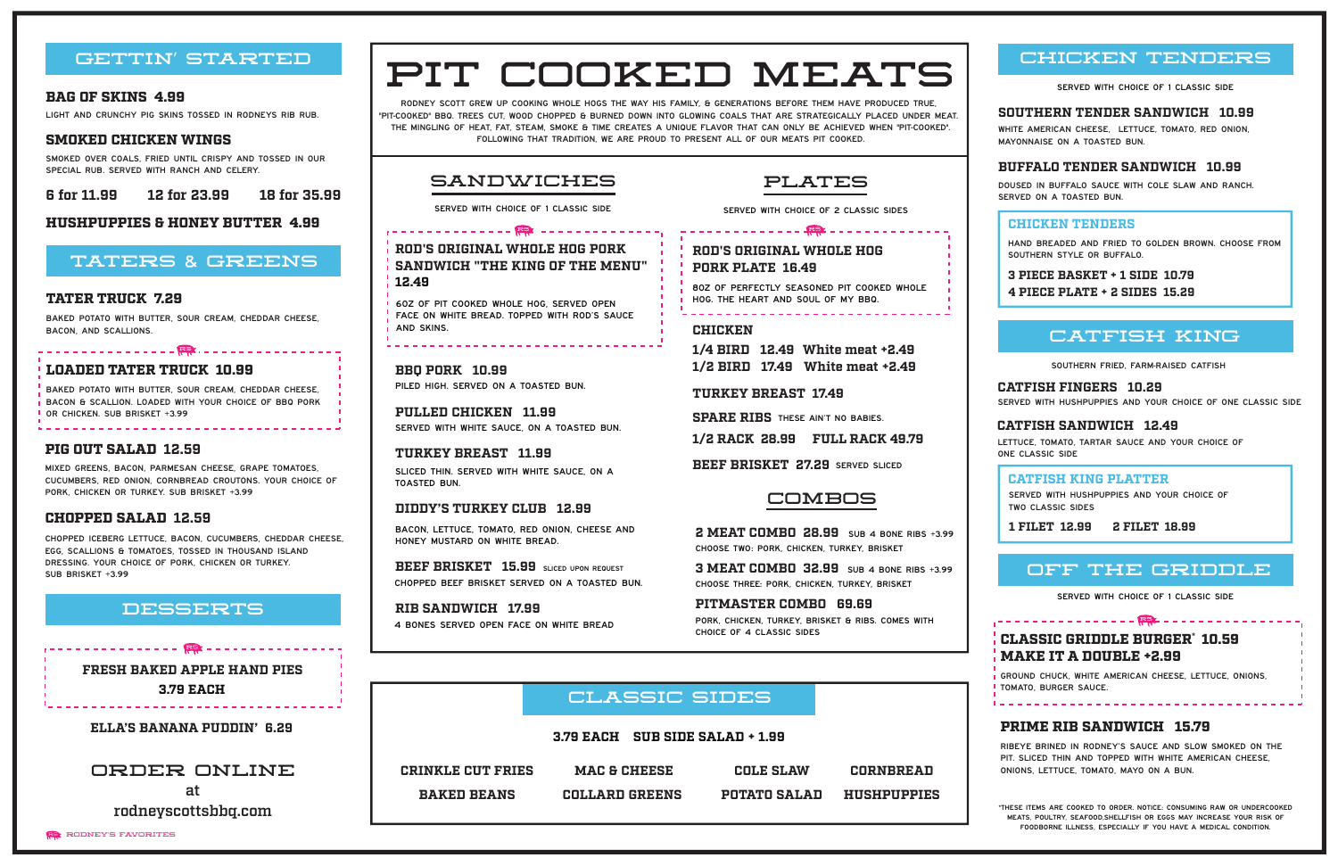## GETTIN' STARTED

### BAG OF SKINS 4.99

LIGHT AND CRUNCHY PIG SKINS TOSSED IN RODNEYS RIB RUB.

### SMOKED CHICKEN WINGS

SMOKED OVER COALS, FRIED UNTIL CRISPY AND TOSSED IN OUR SPECIAL RUB. SERVED WITH RANCH AND CELERY.

**6 for 11.99  12 for 23.99  18 for 35.99**

### HUSHPUPPIES & HONEY BUTTER 4.99

## TATERS & GREENS

### TATER TRUCK 7.29

BAKED POTATO WITH BUTTER, SOUR CREAM, CHEDDAR CHEESE, BACON, AND SCALLIONS.

### LOADED TATER TRUCK 10.99

BAKED POTATO WITH BUTTER, SOUR CREAM, CHEDDAR CHEESE, BACON & SCALLION. LOADED WITH YOUR CHOICE OF BBQ PORK OR CHICKEN. SUB BRISKET +3.99

### PIG OUT SALAD 12.59

MIXED GREENS, BACON, PARMESAN CHEESE, GRAPE TOMATOES, CUCUMBERS, RED ONION, CORNBREAD CROUTONS. YOUR CHOICE OF PORK, CHICKEN OR TURKEY. SUB BRISKET +3.99

### CHOPPED SALAD 12.59

CHOPPED ICEBERG LETTUCE, BACON, CUCUMBERS, CHEDDAR CHEESE, EGG, SCALLIONS & TOMATOES, TOSSED IN THOUSAND ISLAND DRESSING. YOUR CHOICE OF PORK, CHICKEN OR TURKEY. SUB BRISKET +3.99

## DESSERTS

### FRESH BAKED APPLE HAND PIES

**3.79 EACH**

### ELLA'S BANANA PUDDIN' 6.29

ORDER ONLINE at rodneyscottsbbq.com

RODNEY'S FAVORITES

# PIT COOKED MEATS

RODNEY SCOTT GREW UP COOKING WHOLE HOGS THE WAY HIS FAMILY, & GENERATIONS BEFORE THEM HAVE PRODUCED TRUE, "PIT-COOKED" BBQ. TREES CUT, WOOD CHOPPED & BURNED DOWN INTO GLOWING COALS THAT ARE STRATEGICALLY PLACED UNDER MEAT. THE MINGLING OF HEAT, FAT, SMOKE & TIME CREATES A UNIQUE FLAVOR THAT CAN ONLY BE ACHIEVED WHEN "PIT-COOKED". FOLLOWING THAT TRADITION, WE ARE PROUD TO PRESENT ALL OF OUR MEATS PIT COOKED.

## SANDWICHES

SERVED WITH CHOICE OF 1 CLASSIC SIDE

### ROD'S ORIGINAL WHOLE HOG PORK SANDWICH "THE KING OF THE MENU" 12.49

6OZ OF PIT COOKED WHOLE HOG, SERVED OPEN FACE ON WHITE BREAD. TOPPED WITH ROD'S SAUCE AND SKINS.

### BBQ PORK 10.99

PILED HIGH. SERVED ON A TOASTED BUN.

### PULLED CHICKEN 11.99

SERVED WITH WHITE SAUCE, ON A TOASTED BUN.

### TURKEY BREAST 11.99

SLICED THIN. SERVED WITH WHITE SAUCE, ON A TOASTED BUN.

### DIDDY'S TURKEY CLUB 12.99

BACON, LETTUCE, TOMATO, RED ONION, CHEESE AND HONEY MUSTARD ON WHITE BREAD.

### BEEF BRISKET 15.99 SLICED UPON REQUEST

CHOPPED BEEF BRISKET SERVED ON A TOASTED BUN.

### RIB SANDWICH 17.99

4 BONES SERVED OPEN FACE ON WHITE BREAD

## PLATES

SERVED WITH CHOICE OF 2 CLASSIC SIDES

### ROD'S ORIGINAL WHOLE HOG PORK PLATE 16.49

8OZ OF PERFECTLY SEASONED PIT COOKED WHOLE HOG. THE HEART AND SOUL OF MY BBQ.

### CHICKEN

**1/4 BIRD 12.49** White meat +2.49
**1/2 BIRD 17.49** White meat +2.49

### TURKEY BREAST 17.49

### SPARE RIBS THESE AIN'T NO BABIES.

**1/2 RACK 28.99  FULL RACK 49.79**

### BEEF BRISKET 27.29 SERVED SLICED

## COMBOS

### 2 MEAT COMBO 28.99 SUB 4 BONE RIBS +3.99

CHOOSE TWO: PORK, CHICKEN, TURKEY, BRISKET

### 3 MEAT COMBO 32.99 SUB 4 BONE RIBS +3.99

CHOOSE THREE: PORK, CHICKEN, TURKEY, BRISKET

### PITMASTER COMBO 69.69

PORK, CHICKEN, TURKEY, BRISKET & RIBS. COMES WITH CHOICE OF 4 CLASSIC SIDES

## CLASSIC SIDES

**3.79 EACH  SUB SIDE SALAD + 1.99**

CRINKLE CUT FRIES
MAC & CHEESE
COLE SLAW
CORNBREAD
BAKED BEANS
COLLARD GREENS
POTATO SALAD
HUSHPUPPIES

## CHICKEN TENDERS

SERVED WITH CHOICE OF 1 CLASSIC SIDE

### SOUTHERN TENDER SANDWICH 10.99

WHITE AMERICAN CHEESE, LETTUCE, TOMATO, RED ONION, MAYONNAISE ON A TOASTED BUN.

### BUFFALO TENDER SANDWICH 10.99

DOUSED IN BUFFALO SAUCE WITH COLE SLAW AND RANCH. SERVED ON A TOASTED BUN.

### CHICKEN TENDERS

HAND BREADED AND FRIED TO GOLDEN BROWN. CHOOSE FROM SOUTHERN STYLE OR BUFFALO.

**3 PIECE BASKET + 1 SIDE 10.79**
**4 PIECE PLATE + 2 SIDES 15.29**

## CATFISH KING

SOUTHERN FRIED, FARM-RAISED CATFISH

### CATFISH FINGERS 10.29

SERVED WITH HUSHPUPPIES AND YOUR CHOICE OF ONE CLASSIC SIDE

### CATFISH SANDWICH 12.49

LETTUCE, TOMATO, TARTAR SAUCE AND YOUR CHOICE OF ONE CLASSIC SIDE

### CATFISH KING PLATTER

SERVED WITH HUSHPUPPIES AND YOUR CHOICE OF TWO CLASSIC SIDES

**1 FILET 12.99  2 FILET 18.99**

## OFF THE GRIDDLE

SERVED WITH CHOICE OF 1 CLASSIC SIDE

### CLASSIC GRIDDLE BURGER* 10.59 MAKE IT A DOUBLE +2.99

GROUND CHUCK, WHITE AMERICAN CHEESE, LETTUCE, ONIONS, TOMATO, BURGER SAUCE.

### PRIME RIB SANDWICH 15.79

RIBEYE BRINED IN RODNEY'S SAUCE AND SLOW SMOKED ON THE PIT. SLICED THIN AND TOPPED WITH WHITE AMERICAN CHEESE, ONIONS, LETTUCE, TOMATO, MAYO ON A BUN.

*THESE ITEMS ARE COOKED TO ORDER. NOTICE: CONSUMING RAW OR UNDERCOOKED MEATS, POULTRY, SEAFOOD,SHELLFISH OR EGGS MAY INCREASE YOUR RISK OF FOODBORNE ILLNESS, ESPECIALLY IF YOU HAVE A MEDICAL CONDITION.